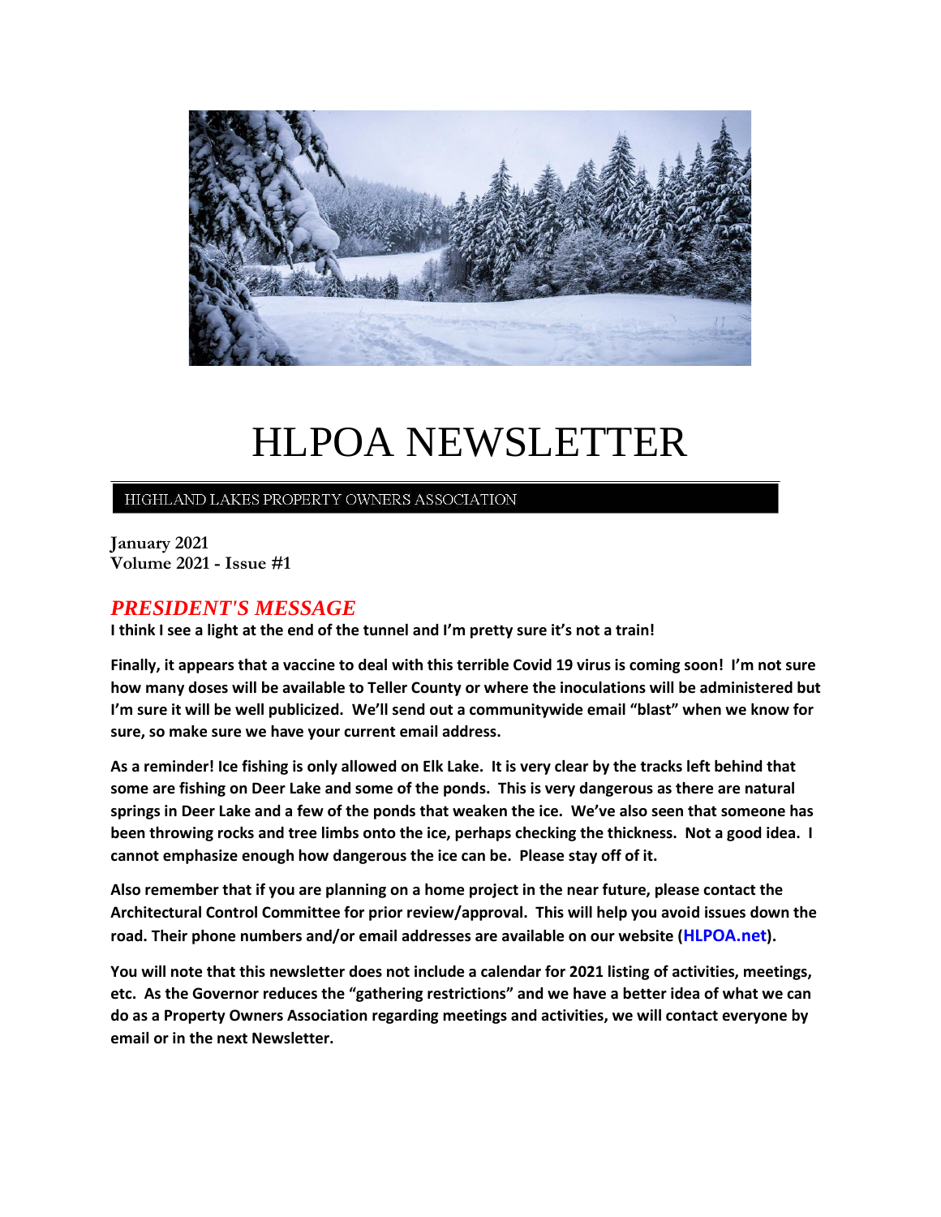# HLPOA NEWSLETTER

HIGHLAND LAKES PROPERTY OWNERS ASSOCIATION

**January 2021**
**Volume 2021 - Issue #1**

## *PRESIDENT'S MESSAGE*

**I think I see a light at the end of the tunnel and I'm pretty sure it's not a train!**

**Finally, it appears that a vaccine to deal with this terrible Covid 19 virus is coming soon! I'm not sure how many doses will be available to Teller County or where the inoculations will be administered but I'm sure it will be well publicized. We'll send out a communitywide email "blast" when we know for sure, so make sure we have your current email address.**

**As a reminder! Ice fishing is only allowed on Elk Lake. It is very clear by the tracks left behind that some are fishing on Deer Lake and some of the ponds. This is very dangerous as there are natural springs in Deer Lake and a few of the ponds that weaken the ice. We've also seen that someone has been throwing rocks and tree limbs onto the ice, perhaps checking the thickness. Not a good idea. I cannot emphasize enough how dangerous the ice can be. Please stay off of it.**

**Also remember that if you are planning on a home project in the near future, please contact the Architectural Control Committee for prior review/approval. This will help you avoid issues down the road. Their phone numbers and/or email addresses are available on our website (HLPOA.net).**

**You will note that this newsletter does not include a calendar for 2021 listing of activities, meetings, etc. As the Governor reduces the "gathering restrictions" and we have a better idea of what we can do as a Property Owners Association regarding meetings and activities, we will contact everyone by email or in the next Newsletter.**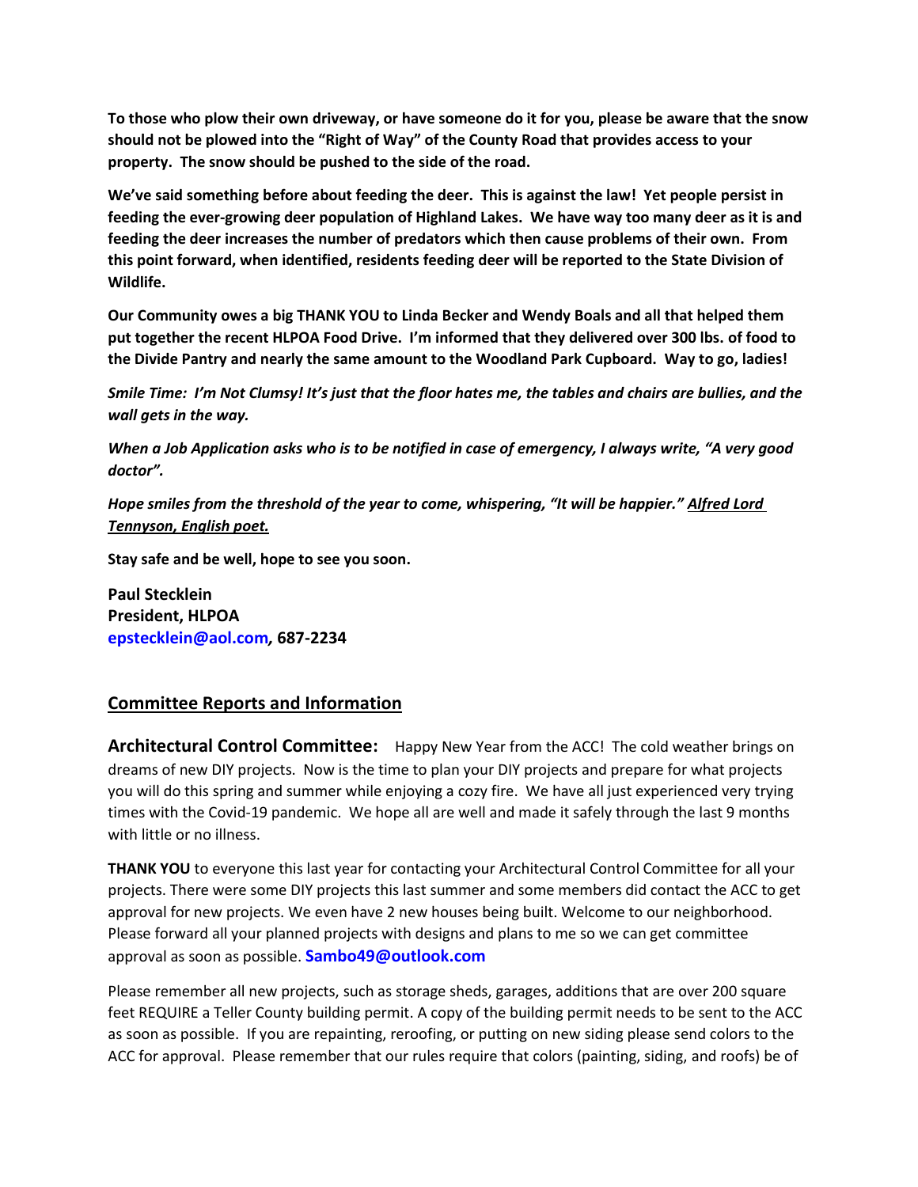**To those who plow their own driveway, or have someone do it for you, please be aware that the snow should not be plowed into the "Right of Way" of the County Road that provides access to your property. The snow should be pushed to the side of the road.**

**We've said something before about feeding the deer. This is against the law! Yet people persist in feeding the ever-growing deer population of Highland Lakes. We have way too many deer as it is and feeding the deer increases the number of predators which then cause problems of their own. From this point forward, when identified, residents feeding deer will be reported to the State Division of Wildlife.**

**Our Community owes a big THANK YOU to Linda Becker and Wendy Boals and all that helped them put together the recent HLPOA Food Drive. I'm informed that they delivered over 300 lbs. of food to the Divide Pantry and nearly the same amount to the Woodland Park Cupboard. Way to go, ladies!**

***Smile Time: I'm Not Clumsy! It's just that the floor hates me, the tables and chairs are bullies, and the wall gets in the way.***

***When a Job Application asks who is to be notified in case of emergency, I always write, "A very good doctor".***

***Hope smiles from the threshold of the year to come, whispering, "It will be happier." <u>Alfred Lord Tennyson, English poet.</u>***

**Stay safe and be well, hope to see you soon.**

**Paul Stecklein**
**President, HLPOA**
**epstecklein@aol.com, 687-2234**

## Committee Reports and Information

**Architectural Control Committee:** Happy New Year from the ACC! The cold weather brings on dreams of new DIY projects. Now is the time to plan your DIY projects and prepare for what projects you will do this spring and summer while enjoying a cozy fire. We have all just experienced very trying times with the Covid-19 pandemic. We hope all are well and made it safely through the last 9 months with little or no illness.

**THANK YOU** to everyone this last year for contacting your Architectural Control Committee for all your projects. There were some DIY projects this last summer and some members did contact the ACC to get approval for new projects. We even have 2 new houses being built. Welcome to our neighborhood. Please forward all your planned projects with designs and plans to me so we can get committee approval as soon as possible. **Sambo49@outlook.com**

Please remember all new projects, such as storage sheds, garages, additions that are over 200 square feet REQUIRE a Teller County building permit. A copy of the building permit needs to be sent to the ACC as soon as possible. If you are repainting, reroofing, or putting on new siding please send colors to the ACC for approval. Please remember that our rules require that colors (painting, siding, and roofs) be of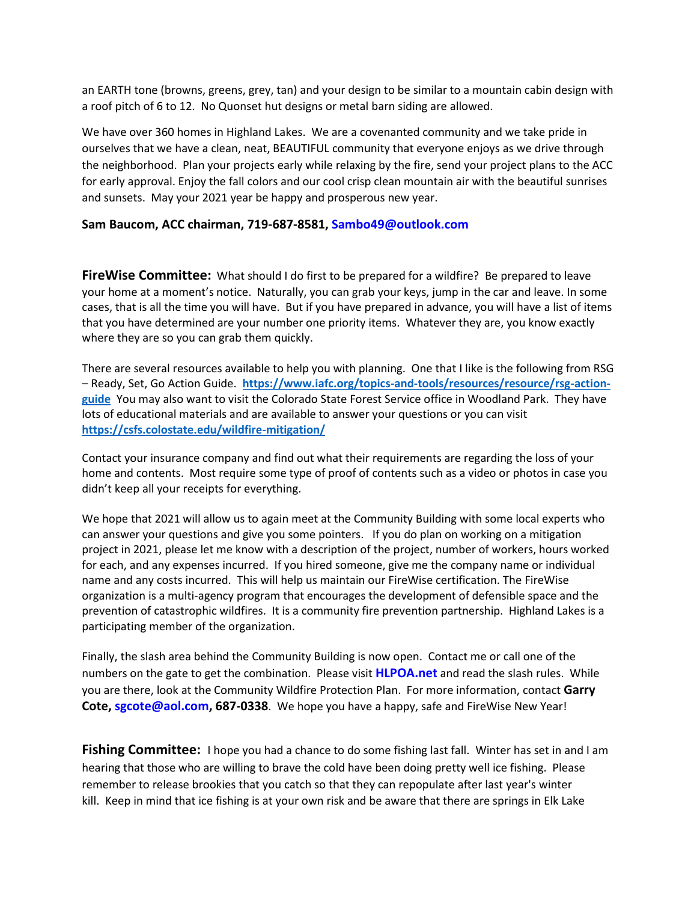an EARTH tone (browns, greens, grey, tan) and your design to be similar to a mountain cabin design with a roof pitch of 6 to 12. No Quonset hut designs or metal barn siding are allowed.

We have over 360 homes in Highland Lakes. We are a covenanted community and we take pride in ourselves that we have a clean, neat, BEAUTIFUL community that everyone enjoys as we drive through the neighborhood. Plan your projects early while relaxing by the fire, send your project plans to the ACC for early approval. Enjoy the fall colors and our cool crisp clean mountain air with the beautiful sunrises and sunsets. May your 2021 year be happy and prosperous new year.

**Sam Baucom, ACC chairman, 719-687-8581, Sambo49@outlook.com**

**FireWise Committee:** What should I do first to be prepared for a wildfire? Be prepared to leave your home at a moment's notice. Naturally, you can grab your keys, jump in the car and leave. In some cases, that is all the time you will have. But if you have prepared in advance, you will have a list of items that you have determined are your number one priority items. Whatever they are, you know exactly where they are so you can grab them quickly.

There are several resources available to help you with planning. One that I like is the following from RSG – Ready, Set, Go Action Guide. **https://www.iafc.org/topics-and-tools/resources/resource/rsg-action-guide** You may also want to visit the Colorado State Forest Service office in Woodland Park. They have lots of educational materials and are available to answer your questions or you can visit **https://csfs.colostate.edu/wildfire-mitigation/**

Contact your insurance company and find out what their requirements are regarding the loss of your home and contents. Most require some type of proof of contents such as a video or photos in case you didn't keep all your receipts for everything.

We hope that 2021 will allow us to again meet at the Community Building with some local experts who can answer your questions and give you some pointers. If you do plan on working on a mitigation project in 2021, please let me know with a description of the project, number of workers, hours worked for each, and any expenses incurred. If you hired someone, give me the company name or individual name and any costs incurred. This will help us maintain our FireWise certification. The FireWise organization is a multi-agency program that encourages the development of defensible space and the prevention of catastrophic wildfires. It is a community fire prevention partnership. Highland Lakes is a participating member of the organization.

Finally, the slash area behind the Community Building is now open. Contact me or call one of the numbers on the gate to get the combination. Please visit **HLPOA.net** and read the slash rules. While you are there, look at the Community Wildfire Protection Plan. For more information, contact **Garry Cote, sgcote@aol.com, 687-0338**. We hope you have a happy, safe and FireWise New Year!

**Fishing Committee:** I hope you had a chance to do some fishing last fall. Winter has set in and I am hearing that those who are willing to brave the cold have been doing pretty well ice fishing. Please remember to release brookies that you catch so that they can repopulate after last year's winter kill. Keep in mind that ice fishing is at your own risk and be aware that there are springs in Elk Lake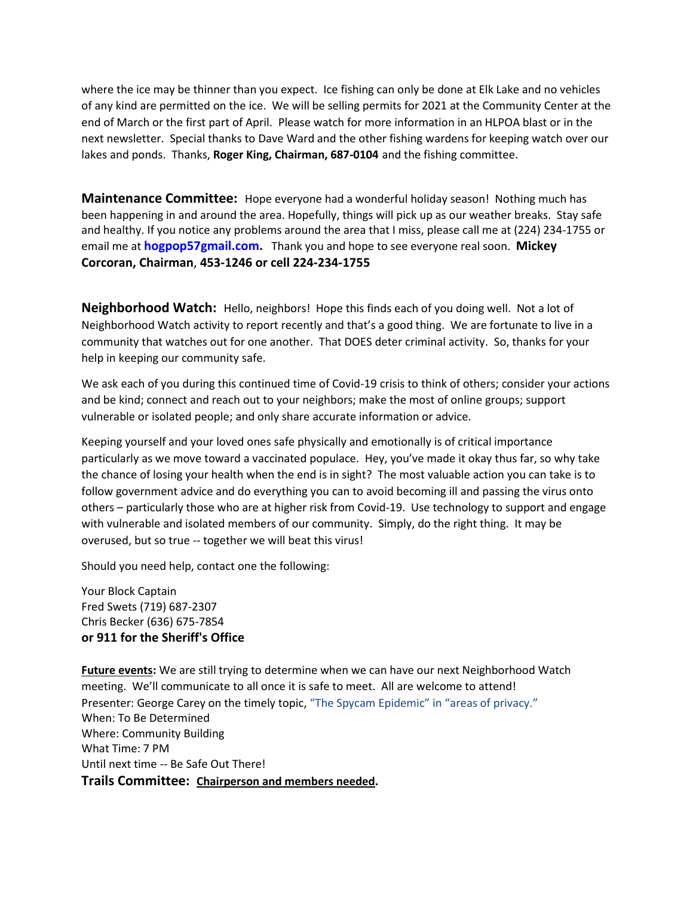where the ice may be thinner than you expect. Ice fishing can only be done at Elk Lake and no vehicles of any kind are permitted on the ice. We will be selling permits for 2021 at the Community Center at the end of March or the first part of April. Please watch for more information in an HLPOA blast or in the next newsletter. Special thanks to Dave Ward and the other fishing wardens for keeping watch over our lakes and ponds. Thanks, **Roger King, Chairman, 687-0104** and the fishing committee.

**Maintenance Committee:** Hope everyone had a wonderful holiday season! Nothing much has been happening in and around the area. Hopefully, things will pick up as our weather breaks. Stay safe and healthy. If you notice any problems around the area that I miss, please call me at (224) 234-1755 or email me at **hogpop57gmail.com.** Thank you and hope to see everyone real soon. **Mickey Corcoran, Chairman**, **453-1246 or cell 224-234-1755**

**Neighborhood Watch:** Hello, neighbors! Hope this finds each of you doing well. Not a lot of Neighborhood Watch activity to report recently and that's a good thing. We are fortunate to live in a community that watches out for one another. That DOES deter criminal activity. So, thanks for your help in keeping our community safe.

We ask each of you during this continued time of Covid-19 crisis to think of others; consider your actions and be kind; connect and reach out to your neighbors; make the most of online groups; support vulnerable or isolated people; and only share accurate information or advice.

Keeping yourself and your loved ones safe physically and emotionally is of critical importance particularly as we move toward a vaccinated populace. Hey, you've made it okay thus far, so why take the chance of losing your health when the end is in sight? The most valuable action you can take is to follow government advice and do everything you can to avoid becoming ill and passing the virus onto others – particularly those who are at higher risk from Covid-19. Use technology to support and engage with vulnerable and isolated members of our community. Simply, do the right thing. It may be overused, but so true -- together we will beat this virus!

Should you need help, contact one the following:

Your Block Captain  
Fred Swets (719) 687-2307  
Chris Becker (636) 675-7854  
**or 911 for the Sheriff's Office**

**Future events:** We are still trying to determine when we can have our next Neighborhood Watch meeting. We'll communicate to all once it is safe to meet. All are welcome to attend!  
Presenter: George Carey on the timely topic, "The Spycam Epidemic" in "areas of privacy."  
When: To Be Determined  
Where: Community Building  
What Time: 7 PM  
Until next time -- Be Safe Out There!

**Trails Committee:** **Chairperson and members needed.**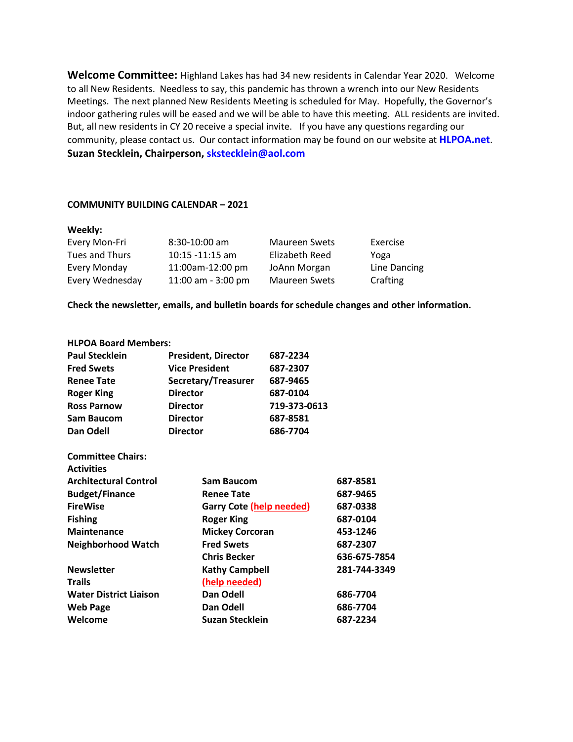**Welcome Committee:** Highland Lakes has had 34 new residents in Calendar Year 2020. Welcome to all New Residents. Needless to say, this pandemic has thrown a wrench into our New Residents Meetings. The next planned New Residents Meeting is scheduled for May. Hopefully, the Governor's indoor gathering rules will be eased and we will be able to have this meeting. ALL residents are invited. But, all new residents in CY 20 receive a special invite. If you have any questions regarding our community, please contact us. Our contact information may be found on our website at **HLPOA.net**.
**Suzan Stecklein, Chairperson, skstecklein@aol.com**

**COMMUNITY BUILDING CALENDAR – 2021**

**Weekly:**

| | | | |
|---|---|---|---|
| Every Mon-Fri | 8:30-10:00 am | Maureen Swets | Exercise |
| Tues and Thurs | 10:15 -11:15 am | Elizabeth Reed | Yoga |
| Every Monday | 11:00am-12:00 pm | JoAnn Morgan | Line Dancing |
| Every Wednesday | 11:00 am - 3:00 pm | Maureen Swets | Crafting |

**Check the newsletter, emails, and bulletin boards for schedule changes and other information.**

**HLPOA Board Members:**

| | | |
|---|---|---|
| **Paul Stecklein** | **President, Director** | **687-2234** |
| **Fred Swets** | **Vice President** | **687-2307** |
| **Renee Tate** | **Secretary/Treasurer** | **687-9465** |
| **Roger King** | **Director** | **687-0104** |
| **Ross Parnow** | **Director** | **719-373-0613** |
| **Sam Baucom** | **Director** | **687-8581** |
| **Dan Odell** | **Director** | **686-7704** |

**Committee Chairs:**

| | | |
|---|---|---|
| **Activities** | | |
| **Architectural Control** | **Sam Baucom** | **687-8581** |
| **Budget/Finance** | **Renee Tate** | **687-9465** |
| **FireWise** | **Garry Cote (help needed)** | **687-0338** |
| **Fishing** | **Roger King** | **687-0104** |
| **Maintenance** | **Mickey Corcoran** | **453-1246** |
| **Neighborhood Watch** | **Fred Swets** | **687-2307** |
| | **Chris Becker** | **636-675-7854** |
| **Newsletter** | **Kathy Campbell** | **281-744-3349** |
| **Trails** | **(help needed)** | |
| **Water District Liaison** | **Dan Odell** | **686-7704** |
| **Web Page** | **Dan Odell** | **686-7704** |
| **Welcome** | **Suzan Stecklein** | **687-2234** |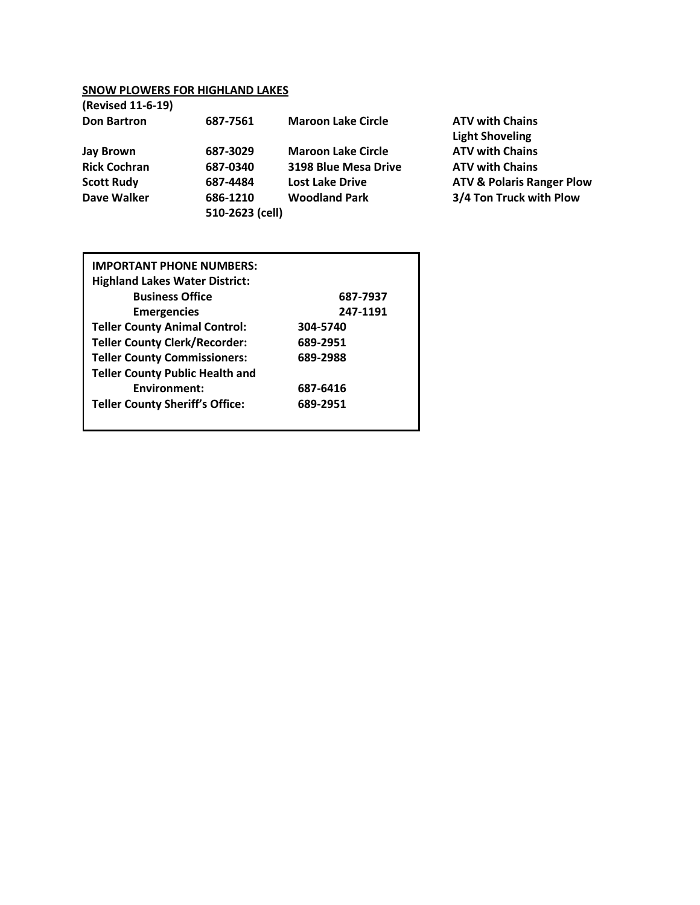**SNOW PLOWERS FOR HIGHLAND LAKES**

**(Revised 11-6-19)**

| | | | |
|---|---|---|---|
| **Don Bartron** | **687-7561** | **Maroon Lake Circle** | **ATV with Chains** |
| | | | **Light Shoveling** |
| **Jay Brown** | **687-3029** | **Maroon Lake Circle** | **ATV with Chains** |
| **Rick Cochran** | **687-0340** | **3198 Blue Mesa Drive** | **ATV with Chains** |
| **Scott Rudy** | **687-4484** | **Lost Lake Drive** | **ATV & Polaris Ranger Plow** |
| **Dave Walker** | **686-1210** | **Woodland Park** | **3/4 Ton Truck with Plow** |
| | **510-2623 (cell)** | | |

**IMPORTANT PHONE NUMBERS:**

| | |
|---|---|
| **Highland Lakes Water District:** | |
| **Business Office** | **687-7937** |
| **Emergencies** | **247-1191** |
| **Teller County Animal Control:** | **304-5740** |
| **Teller County Clerk/Recorder:** | **689-2951** |
| **Teller County Commissioners:** | **689-2988** |
| **Teller County Public Health and Environment:** | **687-6416** |
| **Teller County Sheriff's Office:** | **689-2951** |